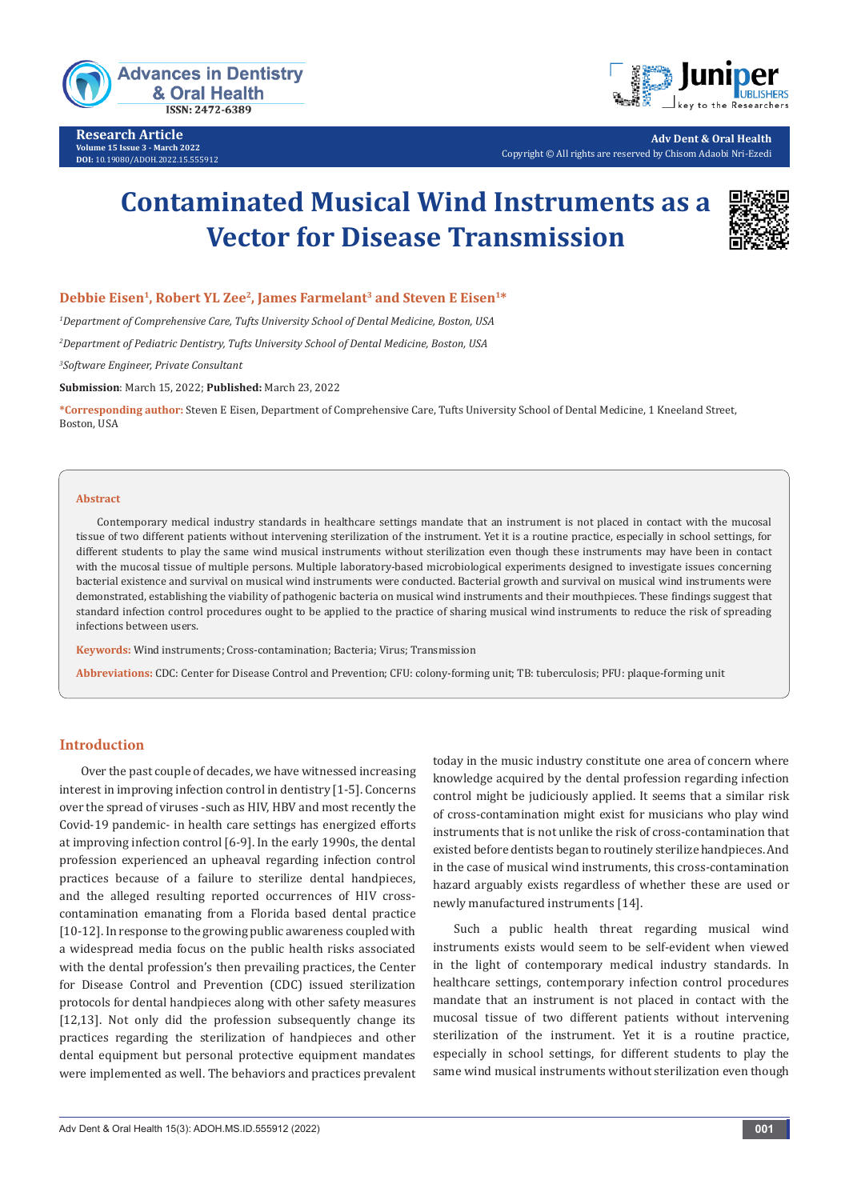Research Article
Volume 15 Issue 3 - March 2022
DOI: 10.19080/ADOH.2022.15.555912

Adv Dent & Oral Health
Copyright © All rights are reserved by Chisom Adaobi Nri-Ezedi

# Contaminated Musical Wind Instruments as a Vector for Disease Transmission

**Debbie Eisen[1], Robert YL Zee[2], James Farmelant[3] and Steven E Eisen[1]***

*[1]Department of Comprehensive Care, Tufts University School of Dental Medicine, Boston, USA*

*[2]Department of Pediatric Dentistry, Tufts University School of Dental Medicine, Boston, USA*

*[3]Software Engineer, Private Consultant*

**Submission**: March 15, 2022; **Published:** March 23, 2022

***Corresponding author:** Steven E Eisen, Department of Comprehensive Care, Tufts University School of Dental Medicine, 1 Kneeland Street, Boston, USA

## Abstract

Contemporary medical industry standards in healthcare settings mandate that an instrument is not placed in contact with the mucosal tissue of two different patients without intervening sterilization of the instrument. Yet it is a routine practice, especially in school settings, for different students to play the same wind musical instruments without sterilization even though these instruments may have been in contact with the mucosal tissue of multiple persons. Multiple laboratory-based microbiological experiments designed to investigate issues concerning bacterial existence and survival on musical wind instruments were conducted. Bacterial growth and survival on musical wind instruments were demonstrated, establishing the viability of pathogenic bacteria on musical wind instruments and their mouthpieces. These findings suggest that standard infection control procedures ought to be applied to the practice of sharing musical wind instruments to reduce the risk of spreading infections between users.

**Keywords:** Wind instruments; Cross-contamination; Bacteria; Virus; Transmission

**Abbreviations:** CDC: Center for Disease Control and Prevention; CFU: colony-forming unit; TB: tuberculosis; PFU: plaque-forming unit

## Introduction

Over the past couple of decades, we have witnessed increasing interest in improving infection control in dentistry [1-5]. Concerns over the spread of viruses -such as HIV, HBV and most recently the Covid-19 pandemic- in health care settings has energized efforts at improving infection control [6-9]. In the early 1990s, the dental profession experienced an upheaval regarding infection control practices because of a failure to sterilize dental handpieces, and the alleged resulting reported occurrences of HIV cross-contamination emanating from a Florida based dental practice [10-12]. In response to the growing public awareness coupled with a widespread media focus on the public health risks associated with the dental profession's then prevailing practices, the Center for Disease Control and Prevention (CDC) issued sterilization protocols for dental handpieces along with other safety measures [12,13]. Not only did the profession subsequently change its practices regarding the sterilization of handpieces and other dental equipment but personal protective equipment mandates were implemented as well. The behaviors and practices prevalent today in the music industry constitute one area of concern where knowledge acquired by the dental profession regarding infection control might be judiciously applied. It seems that a similar risk of cross-contamination might exist for musicians who play wind instruments that is not unlike the risk of cross-contamination that existed before dentists began to routinely sterilize handpieces. And in the case of musical wind instruments, this cross-contamination hazard arguably exists regardless of whether these are used or newly manufactured instruments [14].

Such a public health threat regarding musical wind instruments exists would seem to be self-evident when viewed in the light of contemporary medical industry standards. In healthcare settings, contemporary infection control procedures mandate that an instrument is not placed in contact with the mucosal tissue of two different patients without intervening sterilization of the instrument. Yet it is a routine practice, especially in school settings, for different students to play the same wind musical instruments without sterilization even though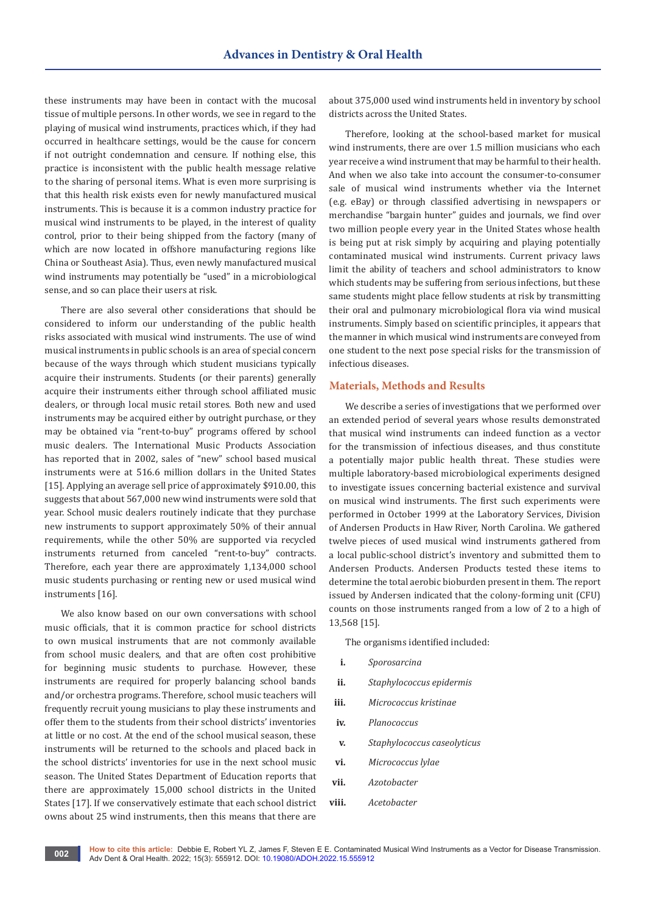these instruments may have been in contact with the mucosal tissue of multiple persons. In other words, we see in regard to the playing of musical wind instruments, practices which, if they had occurred in healthcare settings, would be the cause for concern if not outright condemnation and censure. If nothing else, this practice is inconsistent with the public health message relative to the sharing of personal items. What is even more surprising is that this health risk exists even for newly manufactured musical instruments. This is because it is a common industry practice for musical wind instruments to be played, in the interest of quality control, prior to their being shipped from the factory (many of which are now located in offshore manufacturing regions like China or Southeast Asia). Thus, even newly manufactured musical wind instruments may potentially be "used" in a microbiological sense, and so can place their users at risk.

There are also several other considerations that should be considered to inform our understanding of the public health risks associated with musical wind instruments. The use of wind musical instruments in public schools is an area of special concern because of the ways through which student musicians typically acquire their instruments. Students (or their parents) generally acquire their instruments either through school affiliated music dealers, or through local music retail stores. Both new and used instruments may be acquired either by outright purchase, or they may be obtained via "rent-to-buy" programs offered by school music dealers. The International Music Products Association has reported that in 2002, sales of "new" school based musical instruments were at 516.6 million dollars in the United States [15]. Applying an average sell price of approximately $910.00, this suggests that about 567,000 new wind instruments were sold that year. School music dealers routinely indicate that they purchase new instruments to support approximately 50% of their annual requirements, while the other 50% are supported via recycled instruments returned from canceled "rent-to-buy" contracts. Therefore, each year there are approximately 1,134,000 school music students purchasing or renting new or used musical wind instruments [16].

We also know based on our own conversations with school music officials, that it is common practice for school districts to own musical instruments that are not commonly available from school music dealers, and that are often cost prohibitive for beginning music students to purchase. However, these instruments are required for properly balancing school bands and/or orchestra programs. Therefore, school music teachers will frequently recruit young musicians to play these instruments and offer them to the students from their school districts' inventories at little or no cost. At the end of the school musical season, these instruments will be returned to the schools and placed back in the school districts' inventories for use in the next school music season. The United States Department of Education reports that there are approximately 15,000 school districts in the United States [17]. If we conservatively estimate that each school district owns about 25 wind instruments, then this means that there are about 375,000 used wind instruments held in inventory by school districts across the United States.

Therefore, looking at the school-based market for musical wind instruments, there are over 1.5 million musicians who each year receive a wind instrument that may be harmful to their health. And when we also take into account the consumer-to-consumer sale of musical wind instruments whether via the Internet (e.g. eBay) or through classified advertising in newspapers or merchandise "bargain hunter" guides and journals, we find over two million people every year in the United States whose health is being put at risk simply by acquiring and playing potentially contaminated musical wind instruments. Current privacy laws limit the ability of teachers and school administrators to know which students may be suffering from serious infections, but these same students might place fellow students at risk by transmitting their oral and pulmonary microbiological flora via wind musical instruments. Simply based on scientific principles, it appears that the manner in which musical wind instruments are conveyed from one student to the next pose special risks for the transmission of infectious diseases.

## Materials, Methods and Results

We describe a series of investigations that we performed over an extended period of several years whose results demonstrated that musical wind instruments can indeed function as a vector for the transmission of infectious diseases, and thus constitute a potentially major public health threat. These studies were multiple laboratory-based microbiological experiments designed to investigate issues concerning bacterial existence and survival on musical wind instruments. The first such experiments were performed in October 1999 at the Laboratory Services, Division of Andersen Products in Haw River, North Carolina. We gathered twelve pieces of used musical wind instruments gathered from a local public-school district's inventory and submitted them to Andersen Products. Andersen Products tested these items to determine the total aerobic bioburden present in them. The report issued by Andersen indicated that the colony-forming unit (CFU) counts on those instruments ranged from a low of 2 to a high of 13,568 [15].

The organisms identified included:

i. *Sporosarcina*

ii. *Staphylococcus epidermis*

iii. *Micrococcus kristinae*

iv. *Planococcus*

v. *Staphylococcus caseolyticus*

vi. *Micrococcus lylae*

vii. *Azotobacter*

viii. *Acetobacter*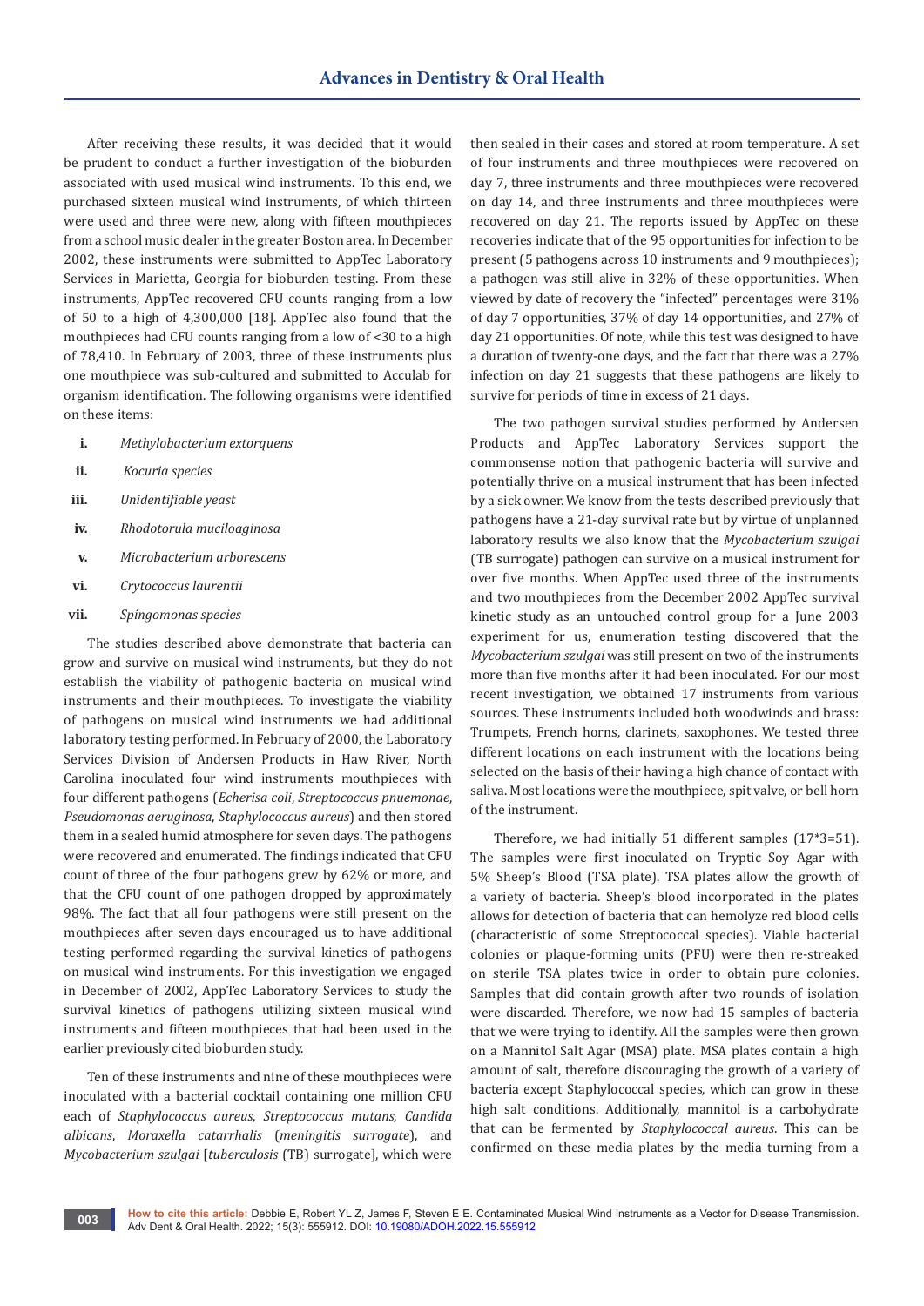After receiving these results, it was decided that it would be prudent to conduct a further investigation of the bioburden associated with used musical wind instruments. To this end, we purchased sixteen musical wind instruments, of which thirteen were used and three were new, along with fifteen mouthpieces from a school music dealer in the greater Boston area. In December 2002, these instruments were submitted to AppTec Laboratory Services in Marietta, Georgia for bioburden testing. From these instruments, AppTec recovered CFU counts ranging from a low of 50 to a high of 4,300,000 [18]. AppTec also found that the mouthpieces had CFU counts ranging from a low of <30 to a high of 78,410. In February of 2003, three of these instruments plus one mouthpiece was sub-cultured and submitted to Acculab for organism identification. The following organisms were identified on these items:

i. *Methylobacterium extorquens*

ii. *Kocuria species*

iii. *Unidentifiable yeast*

iv. *Rhodotorula mucilоaginosa*

v. *Microbacterium arborescens*

vi. *Crytococcus laurentii*

vii. *Spingomonas species*

The studies described above demonstrate that bacteria can grow and survive on musical wind instruments, but they do not establish the viability of pathogenic bacteria on musical wind instruments and their mouthpieces. To investigate the viability of pathogens on musical wind instruments we had additional laboratory testing performed. In February of 2000, the Laboratory Services Division of Andersen Products in Haw River, North Carolina inoculated four wind instruments mouthpieces with four different pathogens (*Echerisa coli*, *Streptococcus pnuemonae*, *Pseudomonas aeruginosa*, *Staphylococcus aureus*) and then stored them in a sealed humid atmosphere for seven days. The pathogens were recovered and enumerated. The findings indicated that CFU count of three of the four pathogens grew by 62% or more, and that the CFU count of one pathogen dropped by approximately 98%. The fact that all four pathogens were still present on the mouthpieces after seven days encouraged us to have additional testing performed regarding the survival kinetics of pathogens on musical wind instruments. For this investigation we engaged in December of 2002, AppTec Laboratory Services to study the survival kinetics of pathogens utilizing sixteen musical wind instruments and fifteen mouthpieces that had been used in the earlier previously cited bioburden study.

Ten of these instruments and nine of these mouthpieces were inoculated with a bacterial cocktail containing one million CFU each of *Staphylococcus aureus*, *Streptococcus mutans*, *Candida albicans*, *Moraxella catarrhalis* (*meningitis surrogate*), and *Mycobacterium szulgai* [*tuberculosis* (TB) surrogate], which were then sealed in their cases and stored at room temperature. A set of four instruments and three mouthpieces were recovered on day 7, three instruments and three mouthpieces were recovered on day 14, and three instruments and three mouthpieces were recovered on day 21. The reports issued by AppTec on these recoveries indicate that of the 95 opportunities for infection to be present (5 pathogens across 10 instruments and 9 mouthpieces); a pathogen was still alive in 32% of these opportunities. When viewed by date of recovery the "infected" percentages were 31% of day 7 opportunities, 37% of day 14 opportunities, and 27% of day 21 opportunities. Of note, while this test was designed to have a duration of twenty-one days, and the fact that there was a 27% infection on day 21 suggests that these pathogens are likely to survive for periods of time in excess of 21 days.

The two pathogen survival studies performed by Andersen Products and AppTec Laboratory Services support the commonsense notion that pathogenic bacteria will survive and potentially thrive on a musical instrument that has been infected by a sick owner. We know from the tests described previously that pathogens have a 21-day survival rate but by virtue of unplanned laboratory results we also know that the *Mycobacterium szulgai* (TB surrogate) pathogen can survive on a musical instrument for over five months. When AppTec used three of the instruments and two mouthpieces from the December 2002 AppTec survival kinetic study as an untouched control group for a June 2003 experiment for us, enumeration testing discovered that the *Mycobacterium szulgai* was still present on two of the instruments more than five months after it had been inoculated. For our most recent investigation, we obtained 17 instruments from various sources. These instruments included both woodwinds and brass: Trumpets, French horns, clarinets, saxophones. We tested three different locations on each instrument with the locations being selected on the basis of their having a high chance of contact with saliva. Most locations were the mouthpiece, spit valve, or bell horn of the instrument.

Therefore, we had initially 51 different samples (17*3=51). The samples were first inoculated on Tryptic Soy Agar with 5% Sheep's Blood (TSA plate). TSA plates allow the growth of a variety of bacteria. Sheep's blood incorporated in the plates allows for detection of bacteria that can hemolyze red blood cells (characteristic of some Streptococcal species). Viable bacterial colonies or plaque-forming units (PFU) were then re-streaked on sterile TSA plates twice in order to obtain pure colonies. Samples that did contain growth after two rounds of isolation were discarded. Therefore, we now had 15 samples of bacteria that we were trying to identify. All the samples were then grown on a Mannitol Salt Agar (MSA) plate. MSA plates contain a high amount of salt, therefore discouraging the growth of a variety of bacteria except Staphylococcal species, which can grow in these high salt conditions. Additionally, mannitol is a carbohydrate that can be fermented by *Staphylococcal aureus*. This can be confirmed on these media plates by the media turning from a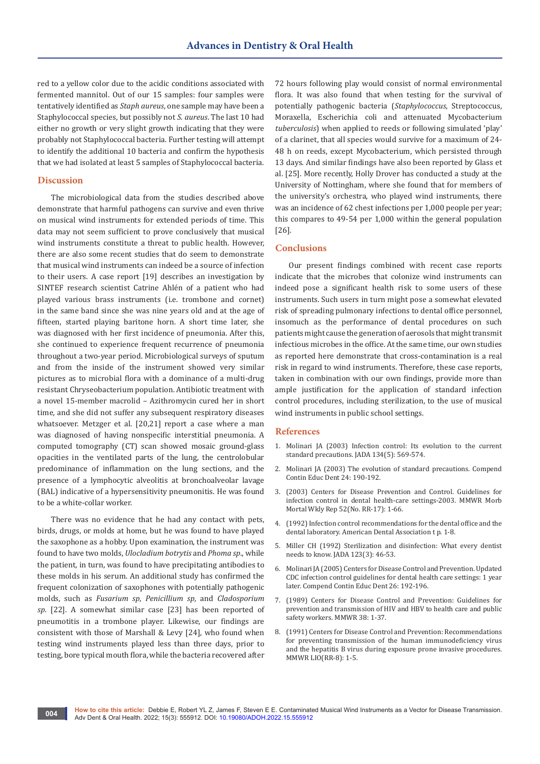red to a yellow color due to the acidic conditions associated with fermented mannitol. Out of our 15 samples: four samples were tentatively identified as *Staph aureus*, one sample may have been a Staphylococcal species, but possibly not *S. aureus*. The last 10 had either no growth or very slight growth indicating that they were probably not Staphylococcal bacteria. Further testing will attempt to identify the additional 10 bacteria and confirm the hypothesis that we had isolated at least 5 samples of Staphylococcal bacteria.

## Discussion

The microbiological data from the studies described above demonstrate that harmful pathogens can survive and even thrive on musical wind instruments for extended periods of time. This data may not seem sufficient to prove conclusively that musical wind instruments constitute a threat to public health. However, there are also some recent studies that do seem to demonstrate that musical wind instruments can indeed be a source of infection to their users. A case report [19] describes an investigation by SINTEF research scientist Catrine Ahlén of a patient who had played various brass instruments (i.e. trombone and cornet) in the same band since she was nine years old and at the age of fifteen, started playing baritone horn. A short time later, she was diagnosed with her first incidence of pneumonia. After this, she continued to experience frequent recurrence of pneumonia throughout a two-year period. Microbiological surveys of sputum and from the inside of the instrument showed very similar pictures as to microbial flora with a dominance of a multi-drug resistant Chryseobacterium population. Antibiotic treatment with a novel 15-member macrolid – Azithromycin cured her in short time, and she did not suffer any subsequent respiratory diseases whatsoever. Metzger et al. [20,21] report a case where a man was diagnosed of having nonspecific interstitial pneumonia. A computed tomography (CT) scan showed mosaic ground-glass opacities in the ventilated parts of the lung, the centrolobular predominance of inflammation on the lung sections, and the presence of a lymphocytic alveolitis at bronchoalveolar lavage (BAL) indicative of a hypersensitivity pneumonitis. He was found to be a white-collar worker.

There was no evidence that he had any contact with pets, birds, drugs, or molds at home, but he was found to have played the saxophone as a hobby. Upon examination, the instrument was found to have two molds, *Ulocladium botrytis* and *Phoma sp*., while the patient, in turn, was found to have precipitating antibodies to these molds in his serum. An additional study has confirmed the frequent colonization of saxophones with potentially pathogenic molds, such as *Fusarium sp*, *Penicillium sp*, and *Cladosporium sp*. [22]. A somewhat similar case [23] has been reported of pneumotitis in a trombone player. Likewise, our findings are consistent with those of Marshall & Levy [24], who found when testing wind instruments played less than three days, prior to testing, bore typical mouth flora, while the bacteria recovered after 72 hours following play would consist of normal environmental flora. It was also found that when testing for the survival of potentially pathogenic bacteria (*Staphylococcus*, Streptococcus, Moraxella, Escherichia coli and attenuated Mycobacterium *tuberculosis*) when applied to reeds or following simulated 'play' of a clarinet, that all species would survive for a maximum of 24-48 h on reeds, except Mycobacterium, which persisted through 13 days. And similar findings have also been reported by Glass et al. [25]. More recently, Holly Drover has conducted a study at the University of Nottingham, where she found that for members of the university's orchestra, who played wind instruments, there was an incidence of 62 chest infections per 1,000 people per year; this compares to 49-54 per 1,000 within the general population [26].

## Conclusions

Our present findings combined with recent case reports indicate that the microbes that colonize wind instruments can indeed pose a significant health risk to some users of these instruments. Such users in turn might pose a somewhat elevated risk of spreading pulmonary infections to dental office personnel, insomuch as the performance of dental procedures on such patients might cause the generation of aerosols that might transmit infectious microbes in the office. At the same time, our own studies as reported here demonstrate that cross-contamination is a real risk in regard to wind instruments. Therefore, these case reports, taken in combination with our own findings, provide more than ample justification for the application of standard infection control procedures, including sterilization, to the use of musical wind instruments in public school settings.

## References

1. Molinari JA (2003) Infection control: Its evolution to the current standard precautions. JADA 134(5): 569-574.
2. Molinari JA (2003) The evolution of standard precautions. Compend Contin Educ Dent 24: 190-192.
3. (2003) Centers for Disease Prevention and Control. Guidelines for infection control in dental health-care settings-2003. MMWR Morb Mortal Wkly Rep 52(No. RR-17): 1-66.
4. (1992) Infection control recommendations for the dental office and the dental laboratory. American Dental Association t p. 1-8.
5. Miller CH (1992) Sterilization and disinfection: What every dentist needs to know. JADA 123(3): 46-53.
6. Molinari JA (2005) Centers for Disease Control and Prevention. Updated CDC infection control guidelines for dental health care settings: 1 year later. Compend Contin Educ Dent 26: 192-196.
7. (1989) Centers for Disease Control and Prevention: Guidelines for prevention and transmission of HIV and HBV to health care and public safety workers. MMWR 38: 1-37.
8. (1991) Centers for Disease Control and Prevention: Recommendations for preventing transmission of the human immunodeficiency virus and the hepatitis B virus during exposure prone invasive procedures. MMWR LIO(RR-8): 1-5.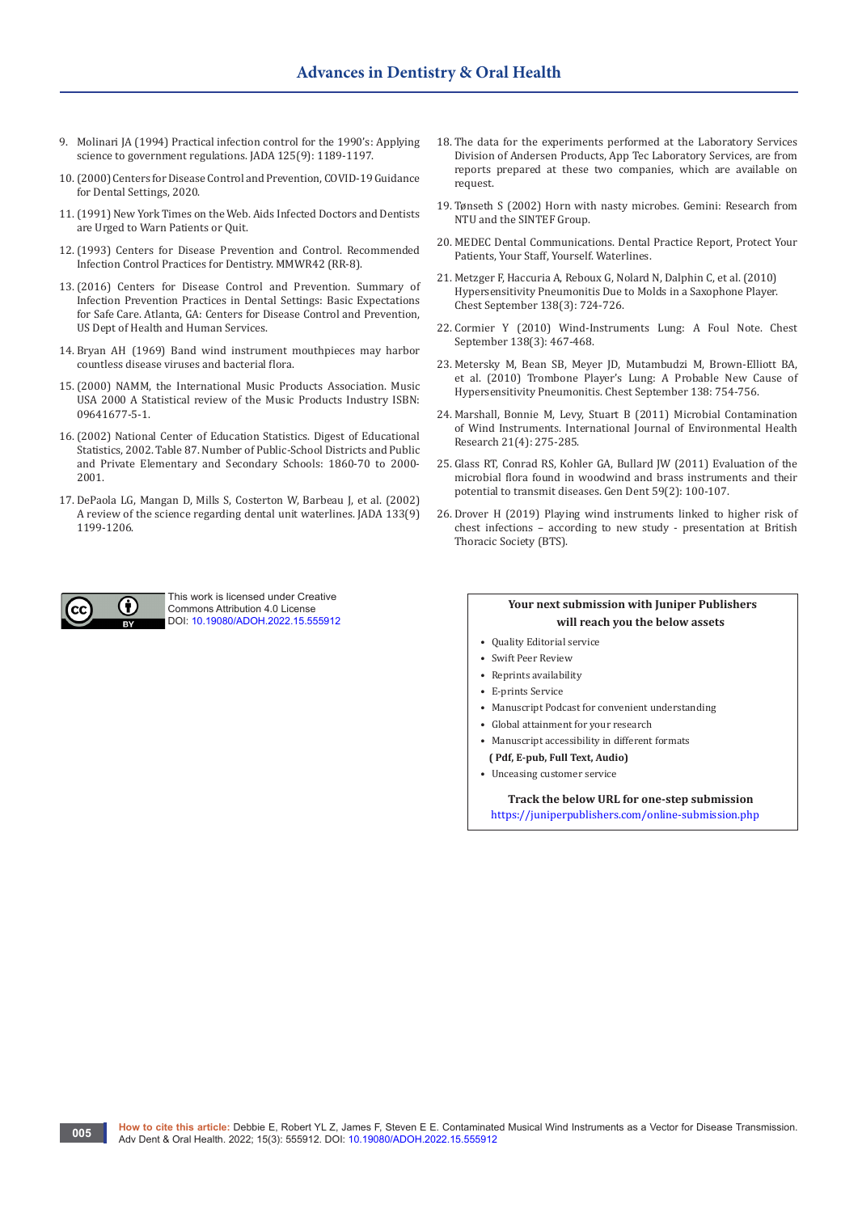9. Molinari JA (1994) Practical infection control for the 1990's: Applying science to government regulations. JADA 125(9): 1189-1197.
10. (2000) Centers for Disease Control and Prevention, COVID-19 Guidance for Dental Settings, 2020.
11. (1991) New York Times on the Web. Aids Infected Doctors and Dentists are Urged to Warn Patients or Quit.
12. (1993) Centers for Disease Prevention and Control. Recommended Infection Control Practices for Dentistry. MMWR42 (RR-8).
13. (2016) Centers for Disease Control and Prevention. Summary of Infection Prevention Practices in Dental Settings: Basic Expectations for Safe Care. Atlanta, GA: Centers for Disease Control and Prevention, US Dept of Health and Human Services.
14. Bryan AH (1969) Band wind instrument mouthpieces may harbor countless disease viruses and bacterial flora.
15. (2000) NAMM, the International Music Products Association. Music USA 2000 A Statistical review of the Music Products Industry ISBN: 09641677-5-1.
16. (2002) National Center of Education Statistics. Digest of Educational Statistics, 2002. Table 87. Number of Public-School Districts and Public and Private Elementary and Secondary Schools: 1860-70 to 2000-2001.
17. DePaola LG, Mangan D, Mills S, Costerton W, Barbeau J, et al. (2002) A review of the science regarding dental unit waterlines. JADA 133(9) 1199-1206.
18. The data for the experiments performed at the Laboratory Services Division of Andersen Products, App Tec Laboratory Services, are from reports prepared at these two companies, which are available on request.
19. Tønseth S (2002) Horn with nasty microbes. Gemini: Research from NTU and the SINTEF Group.
20. MEDEC Dental Communications. Dental Practice Report, Protect Your Patients, Your Staff, Yourself. Waterlines.
21. Metzger F, Haccuria A, Reboux G, Nolard N, Dalphin C, et al. (2010) Hypersensitivity Pneumonitis Due to Molds in a Saxophone Player. Chest September 138(3): 724-726.
22. Cormier Y (2010) Wind-Instruments Lung: A Foul Note. Chest September 138(3): 467-468.
23. Metersky M, Bean SB, Meyer JD, Mutambudzi M, Brown-Elliott BA, et al. (2010) Trombone Player's Lung: A Probable New Cause of Hypersensitivity Pneumonitis. Chest September 138: 754-756.
24. Marshall, Bonnie M, Levy, Stuart B (2011) Microbial Contamination of Wind Instruments. International Journal of Environmental Health Research 21(4): 275-285.
25. Glass RT, Conrad RS, Kohler GA, Bullard JW (2011) Evaluation of the microbial flora found in woodwind and brass instruments and their potential to transmit diseases. Gen Dent 59(2): 100-107.
26. Drover H (2019) Playing wind instruments linked to higher risk of chest infections – according to new study - presentation at British Thoracic Society (BTS).

This work is licensed under Creative Commons Attribution 4.0 License
DOI: 10.19080/ADOH.2022.15.555912

**Your next submission with Juniper Publishers will reach you the below assets**

- Quality Editorial service
- Swift Peer Review
- Reprints availability
- E-prints Service
- Manuscript Podcast for convenient understanding
- Global attainment for your research
- Manuscript accessibility in different formats **( Pdf, E-pub, Full Text, Audio)**
- Unceasing customer service

**Track the below URL for one-step submission**
https://juniperpublishers.com/online-submission.php